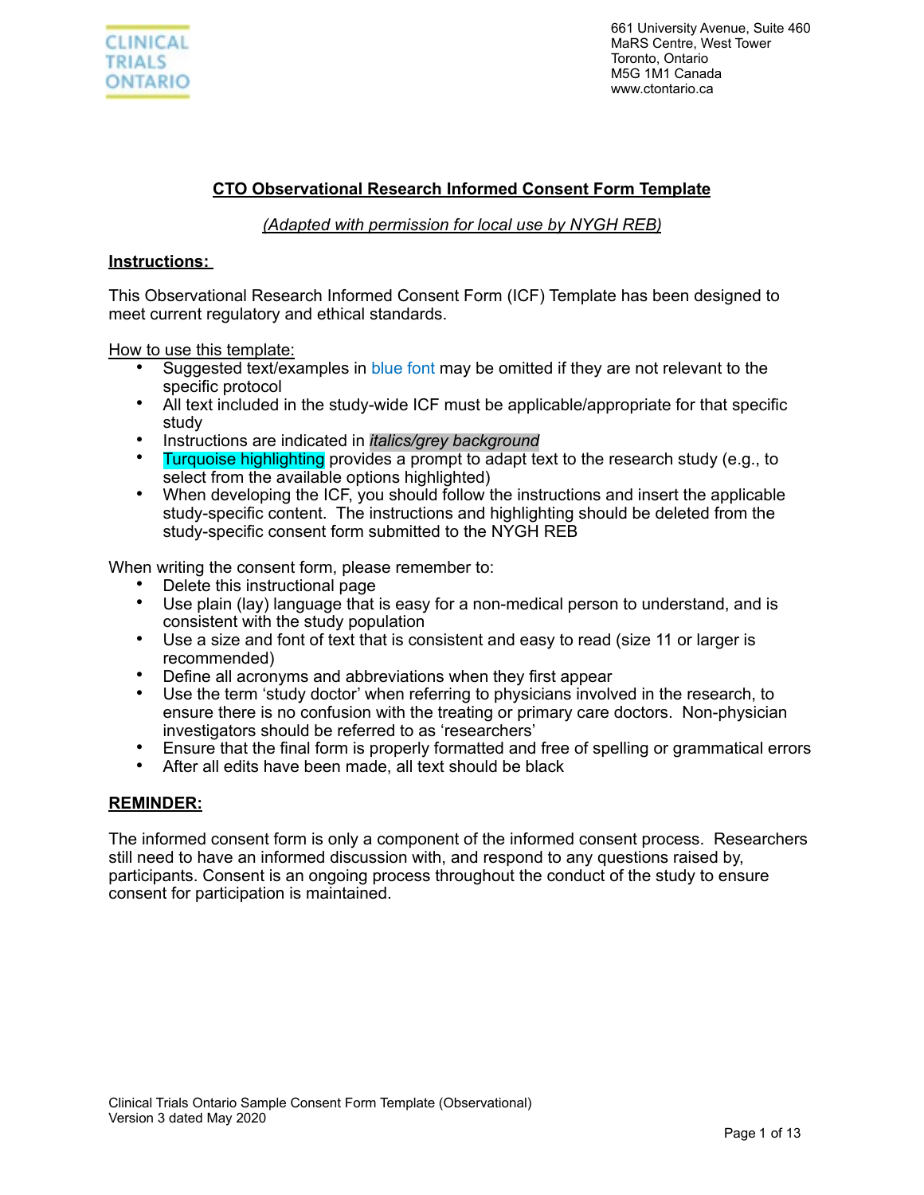CLINICAL TRIALS ONTARIO

661 University Avenue, Suite 460
MaRS Centre, West Tower
Toronto, Ontario
M5G 1M1 Canada
www.ctontario.ca

# CTO Observational Research Informed Consent Form Template

*(Adapted with permission for local use by NYGH REB)*

## Instructions:

This Observational Research Informed Consent Form (ICF) Template has been designed to meet current regulatory and ethical standards.

How to use this template:

- Suggested text/examples in blue font may be omitted if they are not relevant to the specific protocol
- All text included in the study-wide ICF must be applicable/appropriate for that specific study
- Instructions are indicated in *italics/grey background*
- Turquoise highlighting provides a prompt to adapt text to the research study (e.g., to select from the available options highlighted)
- When developing the ICF, you should follow the instructions and insert the applicable study-specific content. The instructions and highlighting should be deleted from the study-specific consent form submitted to the NYGH REB

When writing the consent form, please remember to:

- Delete this instructional page
- Use plain (lay) language that is easy for a non-medical person to understand, and is consistent with the study population
- Use a size and font of text that is consistent and easy to read (size 11 or larger is recommended)
- Define all acronyms and abbreviations when they first appear
- Use the term 'study doctor' when referring to physicians involved in the research, to ensure there is no confusion with the treating or primary care doctors. Non-physician investigators should be referred to as 'researchers'
- Ensure that the final form is properly formatted and free of spelling or grammatical errors
- After all edits have been made, all text should be black

## REMINDER:

The informed consent form is only a component of the informed consent process. Researchers still need to have an informed discussion with, and respond to any questions raised by, participants. Consent is an ongoing process throughout the conduct of the study to ensure consent for participation is maintained.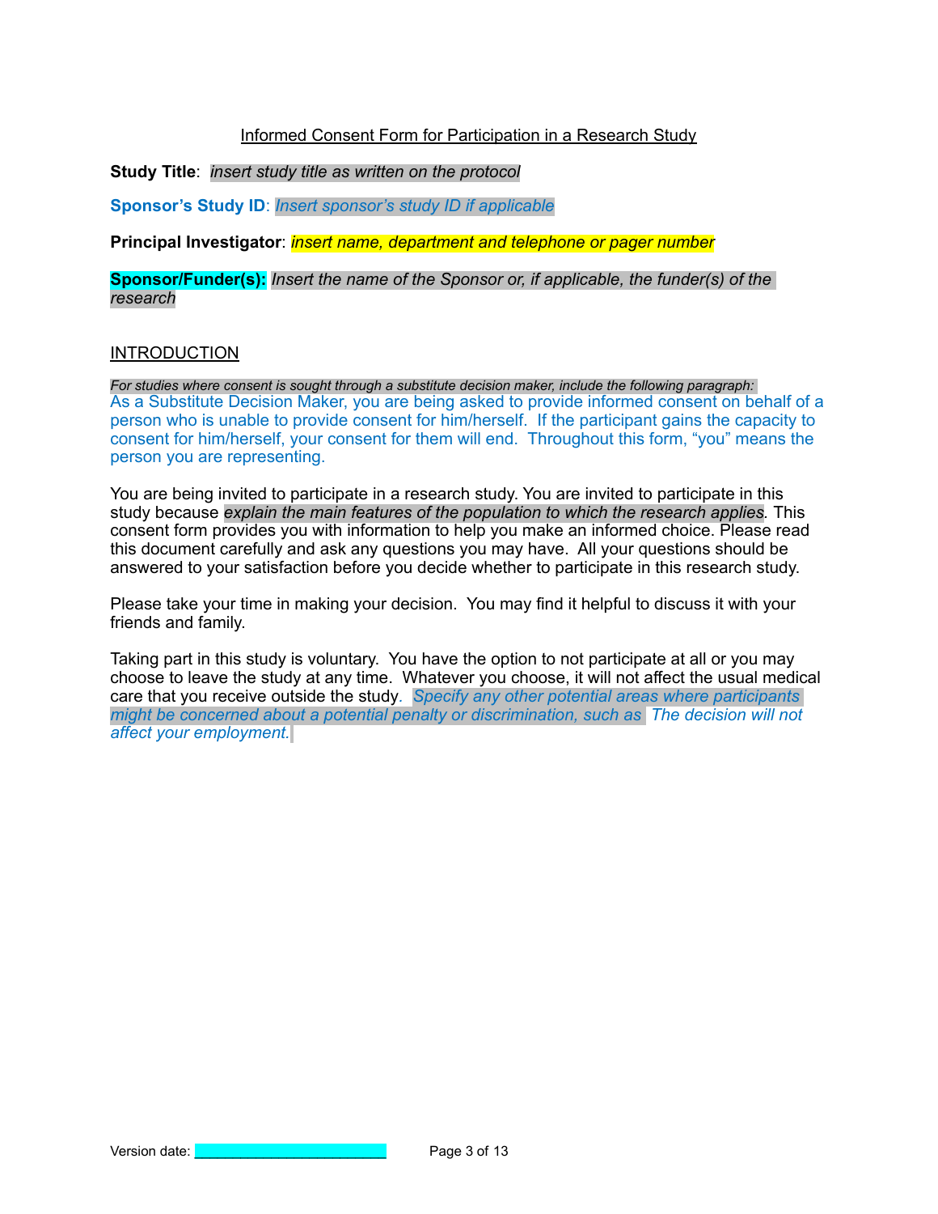<u>Informed Consent Form for Participation in a Research Study</u>

**Study Title**: *insert study title as written on the protocol*

**Sponsor's Study ID**: *Insert sponsor's study ID if applicable*

**Principal Investigator**: *insert name, department and telephone or pager number*

**Sponsor/Funder(s):** *Insert the name of the Sponsor or, if applicable, the funder(s) of the research*

## INTRODUCTION

*For studies where consent is sought through a substitute decision maker, include the following paragraph:*
As a Substitute Decision Maker, you are being asked to provide informed consent on behalf of a person who is unable to provide consent for him/herself. If the participant gains the capacity to consent for him/herself, your consent for them will end. Throughout this form, "you" means the person you are representing.

You are being invited to participate in a research study. You are invited to participate in this study because *explain the main features of the population to which the research applies*. This consent form provides you with information to help you make an informed choice. Please read this document carefully and ask any questions you may have. All your questions should be answered to your satisfaction before you decide whether to participate in this research study.

Please take your time in making your decision. You may find it helpful to discuss it with your friends and family.

Taking part in this study is voluntary. You have the option to not participate at all or you may choose to leave the study at any time. Whatever you choose, it will not affect the usual medical care that you receive outside the study. *Specify any other potential areas where participants might be concerned about a potential penalty or discrimination, such as The decision will not affect your employment.*

Version date: ______________________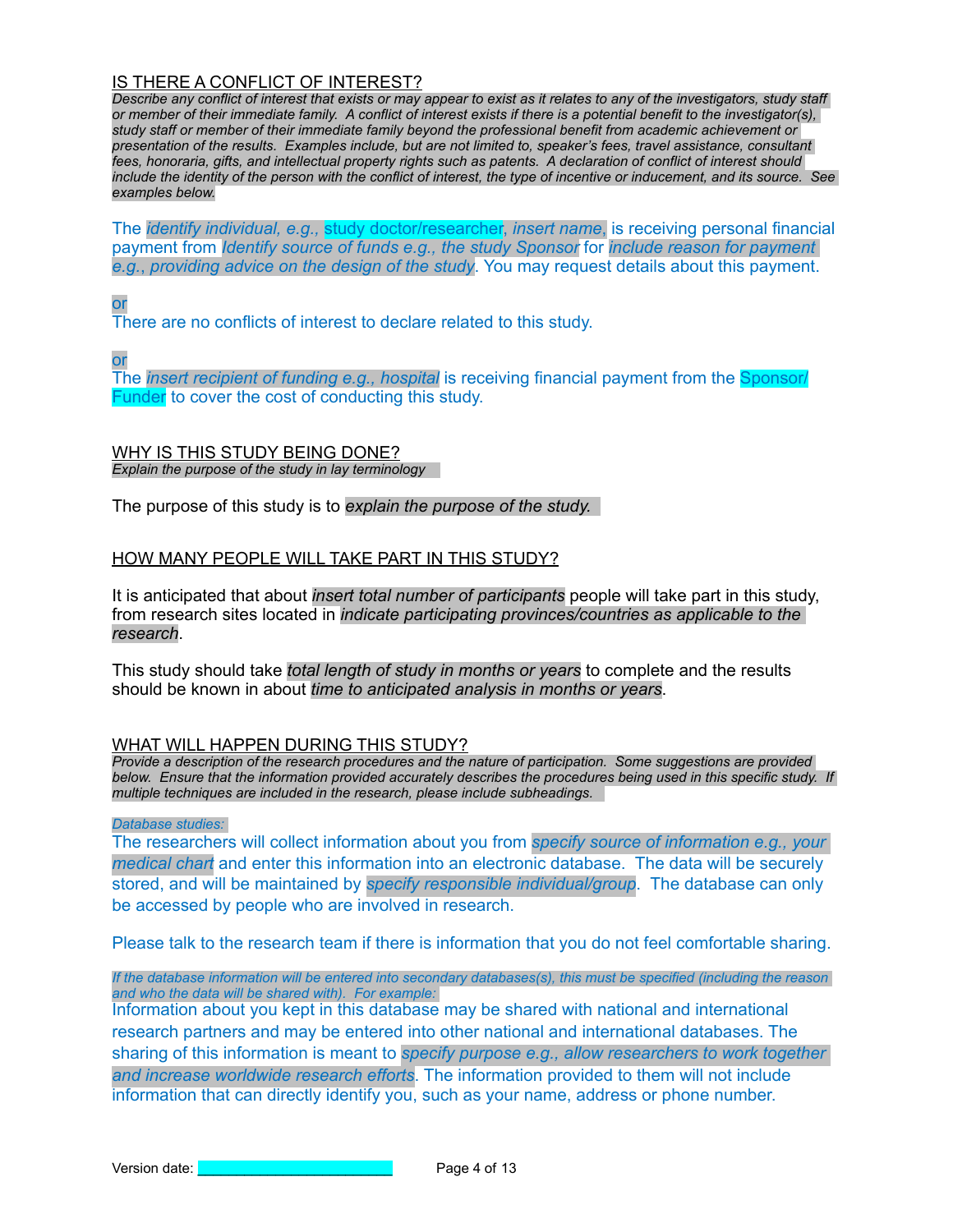## IS THERE A CONFLICT OF INTEREST?

*Describe any conflict of interest that exists or may appear to exist as it relates to any of the investigators, study staff or member of their immediate family. A conflict of interest exists if there is a potential benefit to the investigator(s), study staff or member of their immediate family beyond the professional benefit from academic achievement or presentation of the results. Examples include, but are not limited to, speaker's fees, travel assistance, consultant fees, honoraria, gifts, and intellectual property rights such as patents. A declaration of conflict of interest should include the identity of the person with the conflict of interest, the type of incentive or inducement, and its source. See examples below.*

The *identify individual, e.g.,* study doctor/researcher, *insert name*, is receiving personal financial payment from *Identify source of funds e.g., the study Sponsor* for *include reason for payment e.g., providing advice on the design of the study*. You may request details about this payment.

or

There are no conflicts of interest to declare related to this study.

or

The *insert recipient of funding e.g., hospital* is receiving financial payment from the Sponsor/Funder to cover the cost of conducting this study.

## WHY IS THIS STUDY BEING DONE?

*Explain the purpose of the study in lay terminology*

The purpose of this study is to *explain the purpose of the study.*

## HOW MANY PEOPLE WILL TAKE PART IN THIS STUDY?

It is anticipated that about *insert total number of participants* people will take part in this study, from research sites located in *indicate participating provinces/countries as applicable to the research*.

This study should take *total length of study in months or years* to complete and the results should be known in about *time to anticipated analysis in months or years*.

## WHAT WILL HAPPEN DURING THIS STUDY?

*Provide a description of the research procedures and the nature of participation. Some suggestions are provided below. Ensure that the information provided accurately describes the procedures being used in this specific study. If multiple techniques are included in the research, please include subheadings.*

*Database studies:*

The researchers will collect information about you from *specify source of information e.g., your medical chart* and enter this information into an electronic database. The data will be securely stored, and will be maintained by *specify responsible individual/group*. The database can only be accessed by people who are involved in research.

Please talk to the research team if there is information that you do not feel comfortable sharing.

*If the database information will be entered into secondary databases(s), this must be specified (including the reason and who the data will be shared with). For example:*

Information about you kept in this database may be shared with national and international research partners and may be entered into other national and international databases. The sharing of this information is meant to *specify purpose e.g., allow researchers to work together and increase worldwide research efforts*. The information provided to them will not include information that can directly identify you, such as your name, address or phone number.

Version date: ______________________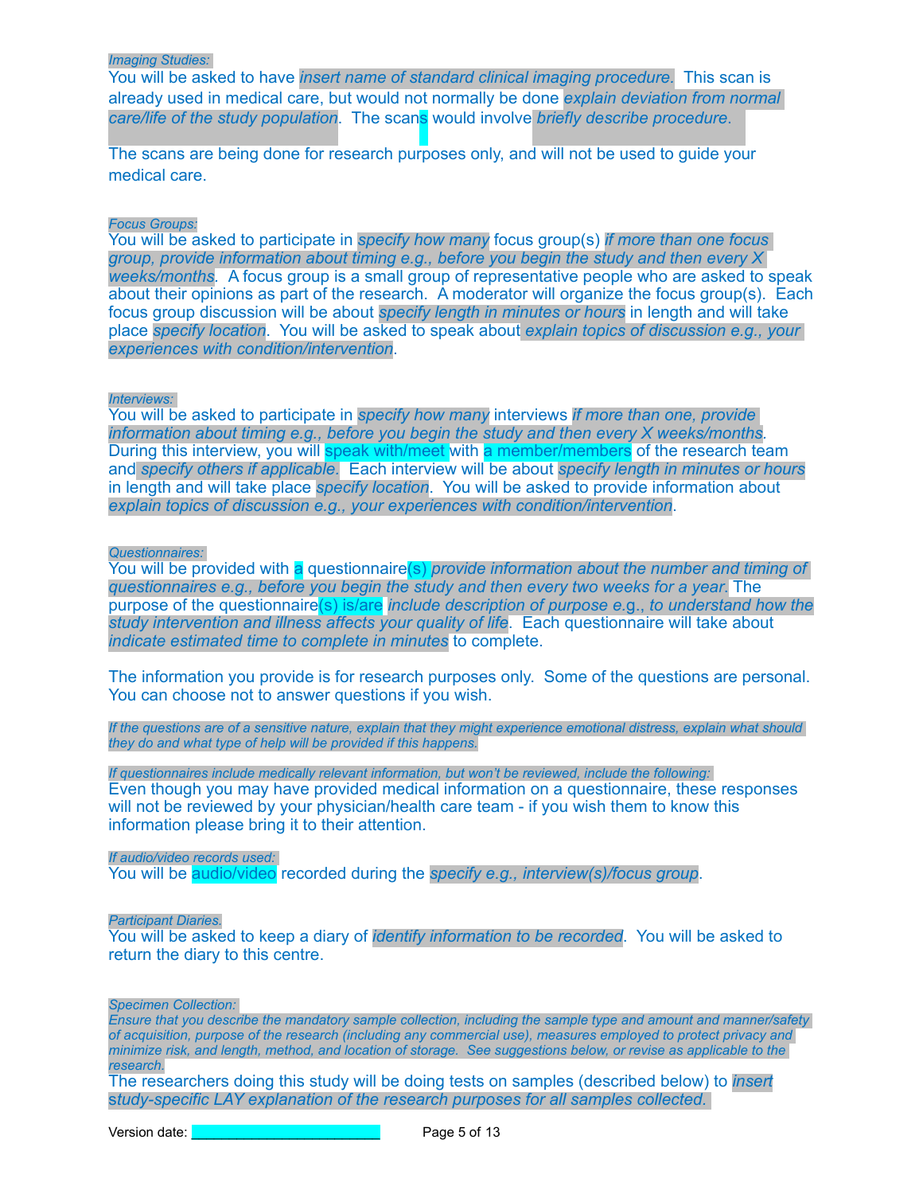*Imaging Studies:*

You will be asked to have *insert name of standard clinical imaging procedure*. This scan is already used in medical care, but would not normally be done *explain deviation from normal care/life of the study population*. The scans would involve *briefly describe procedure.*

The scans are being done for research purposes only, and will not be used to guide your medical care.

*Focus Groups:*

You will be asked to participate in *specify how many* focus group(s) *if more than one focus group, provide information about timing e.g., before you begin the study and then every X weeks/months*. A focus group is a small group of representative people who are asked to speak about their opinions as part of the research. A moderator will organize the focus group(s). Each focus group discussion will be about *specify length in minutes or hours* in length and will take place *specify location*. You will be asked to speak about *explain topics of discussion e.g., your experiences with condition/intervention*.

*Interviews:*

You will be asked to participate in *specify how many* interviews *if more than one, provide information about timing e.g., before you begin the study and then every X weeks/months*. During this interview, you will speak with/meet with a member/members of the research team and *specify others if applicable*. Each interview will be about *specify length in minutes or hours* in length and will take place *specify location*. You will be asked to provide information about *explain topics of discussion e.g., your experiences with condition/intervention*.

*Questionnaires:*

You will be provided with a questionnaire(s) *provide information about the number and timing of questionnaires e.g., before you begin the study and then every two weeks for a year.* The purpose of the questionnaire(s) is/are *include description of purpose e.g., to understand how the study intervention and illness affects your quality of life*. Each questionnaire will take about *indicate estimated time to complete in minutes* to complete.

The information you provide is for research purposes only. Some of the questions are personal. You can choose not to answer questions if you wish.

*If the questions are of a sensitive nature, explain that they might experience emotional distress, explain what should they do and what type of help will be provided if this happens.*

*If questionnaires include medically relevant information, but won't be reviewed, include the following:*

Even though you may have provided medical information on a questionnaire, these responses will not be reviewed by your physician/health care team - if you wish them to know this information please bring it to their attention.

*If audio/video records used:*

You will be audio/video recorded during the *specify e.g., interview(s)/focus group*.

*Participant Diaries.*

You will be asked to keep a diary of *identify information to be recorded*. You will be asked to return the diary to this centre.

*Specimen Collection:*

*Ensure that you describe the mandatory sample collection, including the sample type and amount and manner/safety of acquisition, purpose of the research (including any commercial use), measures employed to protect privacy and minimize risk, and length, method, and location of storage. See suggestions below, or revise as applicable to the research.*

The researchers doing this study will be doing tests on samples (described below) to *insert study-specific LAY explanation of the research purposes for all samples collected.*

Version date: ______________________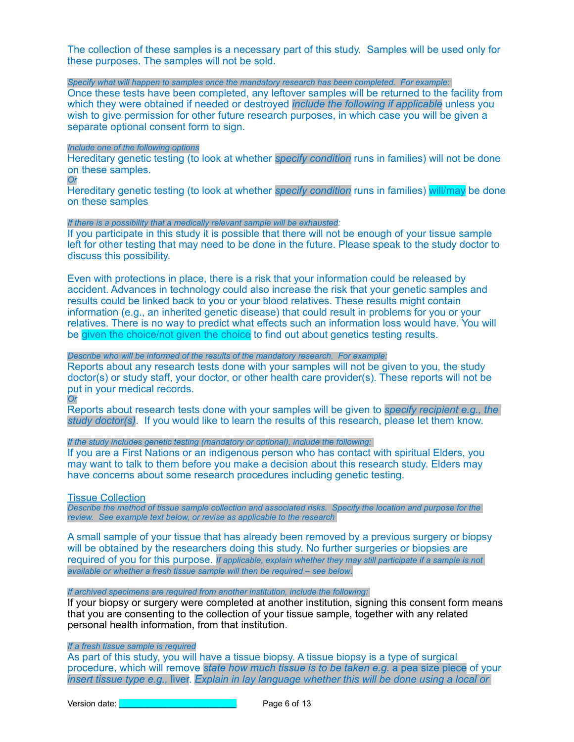The collection of these samples is a necessary part of this study. Samples will be used only for these purposes. The samples will not be sold.

*Specify what will happen to samples once the mandatory research has been completed. For example:*

Once these tests have been completed, any leftover samples will be returned to the facility from which they were obtained if needed or destroyed *include the following if applicable* unless you wish to give permission for other future research purposes, in which case you will be given a separate optional consent form to sign.

*Include one of the following options*

Hereditary genetic testing (to look at whether *specify condition* runs in families) will not be done on these samples.

*Or*

Hereditary genetic testing (to look at whether *specify condition* runs in families) will/may be done on these samples

*If there is a possibility that a medically relevant sample will be exhausted:*

If you participate in this study it is possible that there will not be enough of your tissue sample left for other testing that may need to be done in the future. Please speak to the study doctor to discuss this possibility.

Even with protections in place, there is a risk that your information could be released by accident. Advances in technology could also increase the risk that your genetic samples and results could be linked back to you or your blood relatives. These results might contain information (e.g., an inherited genetic disease) that could result in problems for you or your relatives. There is no way to predict what effects such an information loss would have. You will be given the choice/not given the choice to find out about genetics testing results.

*Describe who will be informed of the results of the mandatory research. For example:*

Reports about any research tests done with your samples will not be given to you, the study doctor(s) or study staff, your doctor, or other health care provider(s). These reports will not be put in your medical records.

*Or*

Reports about research tests done with your samples will be given to *specify recipient e.g., the study doctor(s)*. If you would like to learn the results of this research, please let them know.

*If the study includes genetic testing (mandatory or optional), include the following:*

If you are a First Nations or an indigenous person who has contact with spiritual Elders, you may want to talk to them before you make a decision about this research study. Elders may have concerns about some research procedures including genetic testing.

<u>Tissue Collection</u>

*Describe the method of tissue sample collection and associated risks. Specify the location and purpose for the review. See example text below, or revise as applicable to the research*

A small sample of your tissue that has already been removed by a previous surgery or biopsy will be obtained by the researchers doing this study. No further surgeries or biopsies are required of you for this purpose. *If applicable, explain whether they may still participate if a sample is not available or whether a fresh tissue sample will then be required – see below.*

*If archived specimens are required from another institution, include the following:*

If your biopsy or surgery were completed at another institution, signing this consent form means that you are consenting to the collection of your tissue sample, together with any related personal health information, from that institution.

*If a fresh tissue sample is required*

As part of this study, you will have a tissue biopsy. A tissue biopsy is a type of surgical procedure, which will remove *state how much tissue is to be taken e.g.* a pea size piece of your *insert tissue type e.g.,* liver. *Explain in lay language whether this will be done using a local or*

Version date: ____________________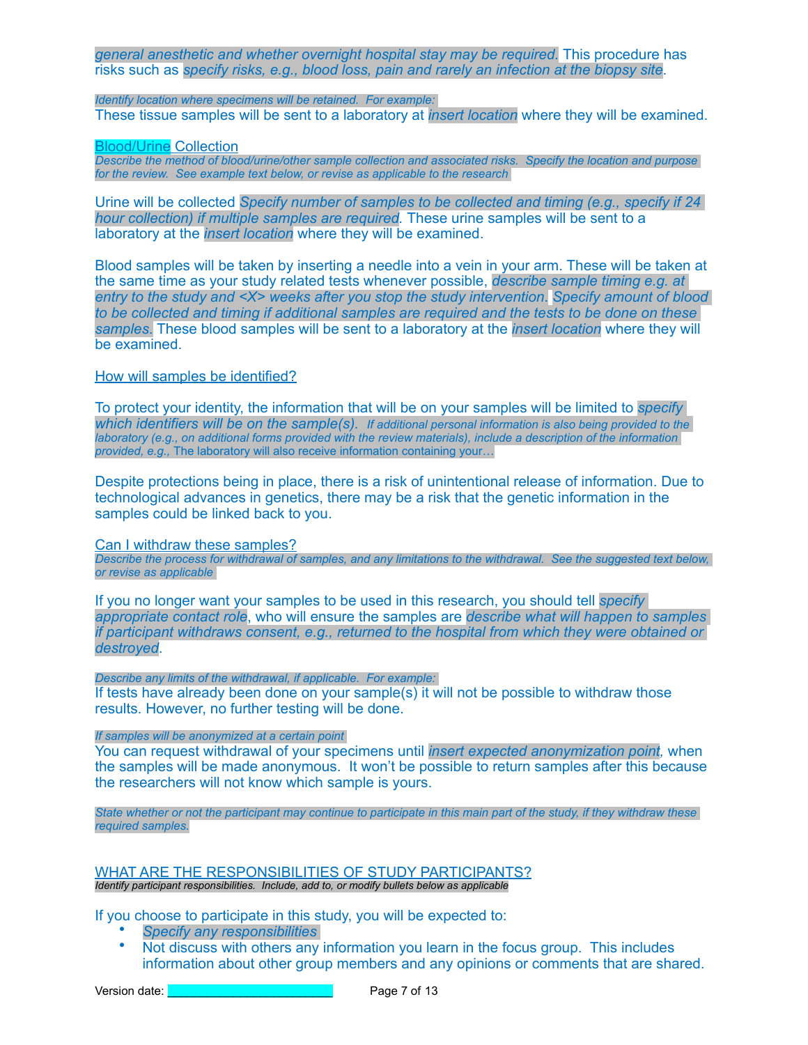*general anesthetic and whether overnight hospital stay may be required.* This procedure has risks such as *specify risks, e.g., blood loss, pain and rarely an infection at the biopsy site*.

*Identify location where specimens will be retained. For example:*
These tissue samples will be sent to a laboratory at *insert location* where they will be examined.

Blood/Urine Collection
*Describe the method of blood/urine/other sample collection and associated risks. Specify the location and purpose for the review. See example text below, or revise as applicable to the research*

Urine will be collected *Specify number of samples to be collected and timing (e.g., specify if 24 hour collection) if multiple samples are required.* These urine samples will be sent to a laboratory at the *insert location* where they will be examined.

Blood samples will be taken by inserting a needle into a vein in your arm. These will be taken at the same time as your study related tests whenever possible, *describe sample timing e.g. at entry to the study and <X> weeks after you stop the study intervention. Specify amount of blood to be collected and timing if additional samples are required and the tests to be done on these samples.* These blood samples will be sent to a laboratory at the *insert location* where they will be examined.

How will samples be identified?

To protect your identity, the information that will be on your samples will be limited to *specify which identifiers will be on the sample(s). If additional personal information is also being provided to the laboratory (e.g., on additional forms provided with the review materials), include a description of the information provided, e.g.,* The laboratory will also receive information containing your…

Despite protections being in place, there is a risk of unintentional release of information. Due to technological advances in genetics, there may be a risk that the genetic information in the samples could be linked back to you.

Can I withdraw these samples?
*Describe the process for withdrawal of samples, and any limitations to the withdrawal. See the suggested text below, or revise as applicable*

If you no longer want your samples to be used in this research, you should tell *specify appropriate contact role*, who will ensure the samples are *describe what will happen to samples if participant withdraws consent, e.g., returned to the hospital from which they were obtained or destroyed*.

*Describe any limits of the withdrawal, if applicable. For example:*
If tests have already been done on your sample(s) it will not be possible to withdraw those results. However, no further testing will be done.

*If samples will be anonymized at a certain point*
You can request withdrawal of your specimens until *insert expected anonymization point*, when the samples will be made anonymous. It won't be possible to return samples after this because the researchers will not know which sample is yours.

*State whether or not the participant may continue to participate in this main part of the study, if they withdraw these required samples.*

## WHAT ARE THE RESPONSIBILITIES OF STUDY PARTICIPANTS?
*Identify participant responsibilities. Include, add to, or modify bullets below as applicable*

If you choose to participate in this study, you will be expected to:

- *Specify any responsibilities*
- Not discuss with others any information you learn in the focus group. This includes information about other group members and any opinions or comments that are shared.

Version date: ____________________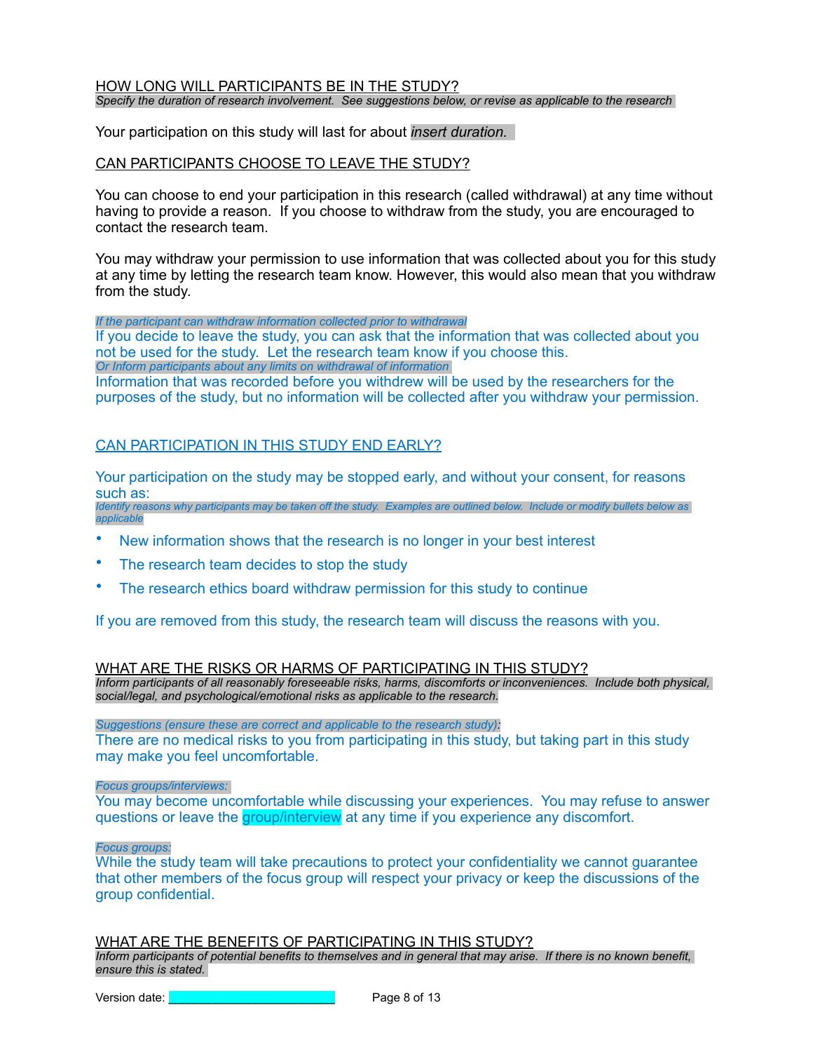## HOW LONG WILL PARTICIPANTS BE IN THE STUDY?

*Specify the duration of research involvement. See suggestions below, or revise as applicable to the research*

Your participation on this study will last for about *insert duration.*

## CAN PARTICIPANTS CHOOSE TO LEAVE THE STUDY?

You can choose to end your participation in this research (called withdrawal) at any time without having to provide a reason. If you choose to withdraw from the study, you are encouraged to contact the research team.

You may withdraw your permission to use information that was collected about you for this study at any time by letting the research team know. However, this would also mean that you withdraw from the study.

*If the participant can withdraw information collected prior to withdrawal*

If you decide to leave the study, you can ask that the information that was collected about you not be used for the study. Let the research team know if you choose this.

*Or Inform participants about any limits on withdrawal of information*

Information that was recorded before you withdrew will be used by the researchers for the purposes of the study, but no information will be collected after you withdraw your permission.

## CAN PARTICIPATION IN THIS STUDY END EARLY?

Your participation on the study may be stopped early, and without your consent, for reasons such as:

*Identify reasons why participants may be taken off the study. Examples are outlined below. Include or modify bullets below as applicable*

- New information shows that the research is no longer in your best interest
- The research team decides to stop the study
- The research ethics board withdraw permission for this study to continue

If you are removed from this study, the research team will discuss the reasons with you.

## WHAT ARE THE RISKS OR HARMS OF PARTICIPATING IN THIS STUDY?

*Inform participants of all reasonably foreseeable risks, harms, discomforts or inconveniences. Include both physical, social/legal, and psychological/emotional risks as applicable to the research.*

*Suggestions (ensure these are correct and applicable to the research study):*

There are no medical risks to you from participating in this study, but taking part in this study may make you feel uncomfortable.

*Focus groups/interviews:*

You may become uncomfortable while discussing your experiences. You may refuse to answer questions or leave the group/interview at any time if you experience any discomfort.

*Focus groups:*

While the study team will take precautions to protect your confidentiality we cannot guarantee that other members of the focus group will respect your privacy or keep the discussions of the group confidential.

## WHAT ARE THE BENEFITS OF PARTICIPATING IN THIS STUDY?

*Inform participants of potential benefits to themselves and in general that may arise. If there is no known benefit, ensure this is stated.*

Version date: ____________________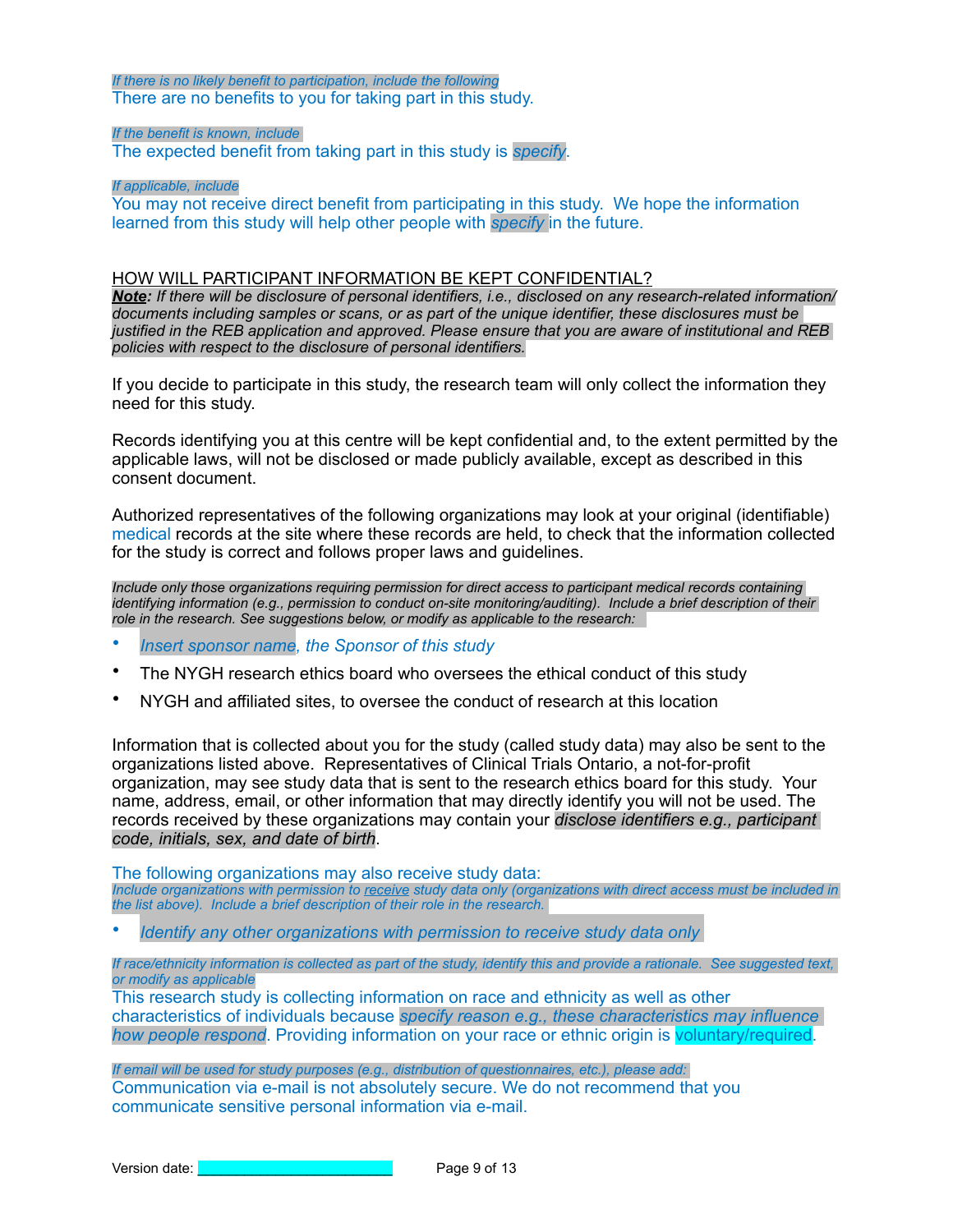*If there is no likely benefit to participation, include the following*
There are no benefits to you for taking part in this study.

*If the benefit is known, include*
The expected benefit from taking part in this study is *specify*.

*If applicable, include*
You may not receive direct benefit from participating in this study. We hope the information learned from this study will help other people with *specify* in the future.

## HOW WILL PARTICIPANT INFORMATION BE KEPT CONFIDENTIAL?

***Note**: If there will be disclosure of personal identifiers, i.e., disclosed on any research-related information/ documents including samples or scans, or as part of the unique identifier, these disclosures must be justified in the REB application and approved. Please ensure that you are aware of institutional and REB policies with respect to the disclosure of personal identifiers.*

If you decide to participate in this study, the research team will only collect the information they need for this study.

Records identifying you at this centre will be kept confidential and, to the extent permitted by the applicable laws, will not be disclosed or made publicly available, except as described in this consent document.

Authorized representatives of the following organizations may look at your original (identifiable) medical records at the site where these records are held, to check that the information collected for the study is correct and follows proper laws and guidelines.

*Include only those organizations requiring permission for direct access to participant medical records containing identifying information (e.g., permission to conduct on-site monitoring/auditing). Include a brief description of their role in the research. See suggestions below, or modify as applicable to the research:*

- *Insert sponsor name, the Sponsor of this study*
- The NYGH research ethics board who oversees the ethical conduct of this study
- NYGH and affiliated sites, to oversee the conduct of research at this location

Information that is collected about you for the study (called study data) may also be sent to the organizations listed above. Representatives of Clinical Trials Ontario, a not-for-profit organization, may see study data that is sent to the research ethics board for this study. Your name, address, email, or other information that may directly identify you will not be used. The records received by these organizations may contain your *disclose identifiers e.g., participant code, initials, sex, and date of birth*.

The following organizations may also receive study data:
*Include organizations with permission to receive study data only (organizations with direct access must be included in the list above). Include a brief description of their role in the research.*

- *Identify any other organizations with permission to receive study data only*

*If race/ethnicity information is collected as part of the study, identify this and provide a rationale. See suggested text, or modify as applicable*
This research study is collecting information on race and ethnicity as well as other characteristics of individuals because *specify reason e.g., these characteristics may influence how people respond*. Providing information on your race or ethnic origin is voluntary/required.

*If email will be used for study purposes (e.g., distribution of questionnaires, etc.), please add:*
Communication via e-mail is not absolutely secure. We do not recommend that you communicate sensitive personal information via e-mail.

Version date: ______________________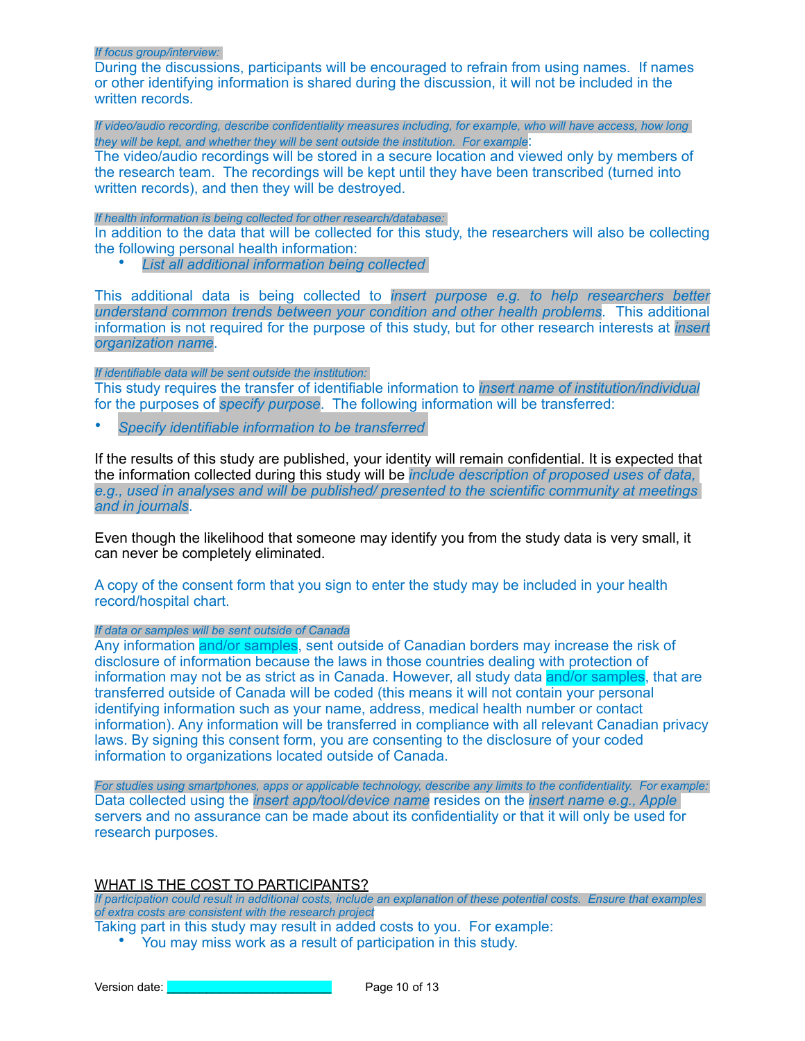*If focus group/interview:*

During the discussions, participants will be encouraged to refrain from using names. If names or other identifying information is shared during the discussion, it will not be included in the written records.

*If video/audio recording, describe confidentiality measures including, for example, who will have access, how long they will be kept, and whether they will be sent outside the institution. For example*:

The video/audio recordings will be stored in a secure location and viewed only by members of the research team. The recordings will be kept until they have been transcribed (turned into written records), and then they will be destroyed.

*If health information is being collected for other research/database:*

In addition to the data that will be collected for this study, the researchers will also be collecting the following personal health information:

- *List all additional information being collected*

This additional data is being collected to *insert purpose e.g. to help researchers better understand common trends between your condition and other health problems*. This additional information is not required for the purpose of this study, but for other research interests at *insert organization name*.

*If identifiable data will be sent outside the institution:*

This study requires the transfer of identifiable information to *insert name of institution/individual* for the purposes of *specify purpose*. The following information will be transferred:

- *Specify identifiable information to be transferred*

If the results of this study are published, your identity will remain confidential. It is expected that the information collected during this study will be *include description of proposed uses of data, e.g., used in analyses and will be published/ presented to the scientific community at meetings and in journals*.

Even though the likelihood that someone may identify you from the study data is very small, it can never be completely eliminated.

A copy of the consent form that you sign to enter the study may be included in your health record/hospital chart.

*If data or samples will be sent outside of Canada*

Any information and/or samples, sent outside of Canadian borders may increase the risk of disclosure of information because the laws in those countries dealing with protection of information may not be as strict as in Canada. However, all study data and/or samples, that are transferred outside of Canada will be coded (this means it will not contain your personal identifying information such as your name, address, medical health number or contact information). Any information will be transferred in compliance with all relevant Canadian privacy laws. By signing this consent form, you are consenting to the disclosure of your coded information to organizations located outside of Canada.

*For studies using smartphones, apps or applicable technology, describe any limits to the confidentiality. For example:*

Data collected using the *insert app/tool/device name* resides on the *insert name e.g., Apple* servers and no assurance can be made about its confidentiality or that it will only be used for research purposes.

## WHAT IS THE COST TO PARTICIPANTS?

*If participation could result in additional costs, include an explanation of these potential costs. Ensure that examples of extra costs are consistent with the research project*

Taking part in this study may result in added costs to you. For example:

- You may miss work as a result of participation in this study.

Version date: ____________________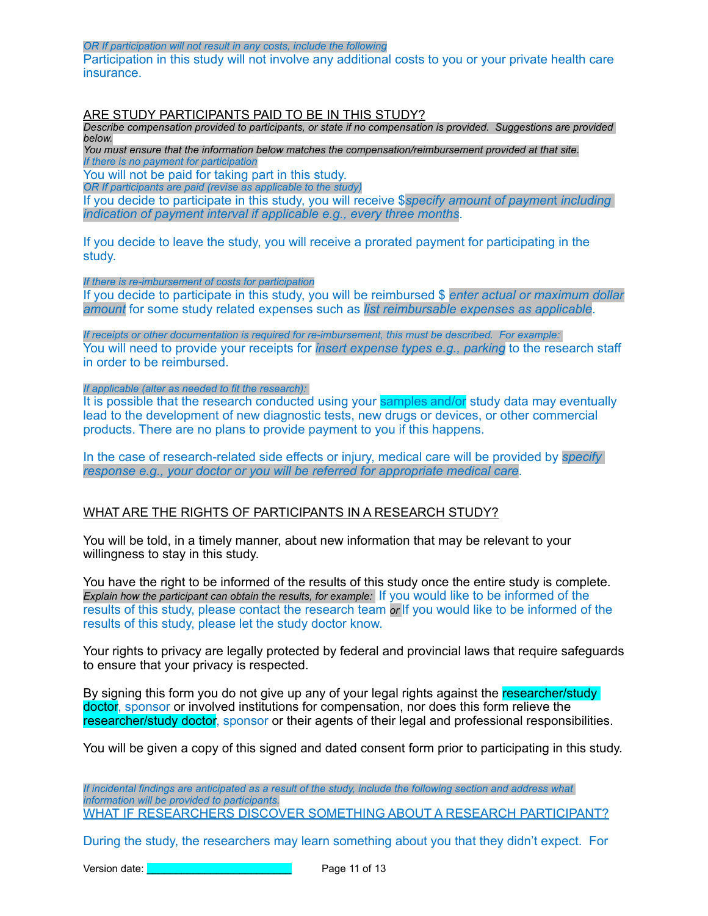*OR If participation will not result in any costs, include the following*

Participation in this study will not involve any additional costs to you or your private health care insurance.

## ARE STUDY PARTICIPANTS PAID TO BE IN THIS STUDY?

*Describe compensation provided to participants, or state if no compensation is provided. Suggestions are provided below.*

*You must ensure that the information below matches the compensation/reimbursement provided at that site.*

*If there is no payment for participation*

You will not be paid for taking part in this study.

*OR If participants are paid (revise as applicable to the study)*

If you decide to participate in this study, you will receive $*specify amount of payment including indication of payment interval if applicable e.g., every three months*.

If you decide to leave the study, you will receive a prorated payment for participating in the study.

*If there is re-imbursement of costs for participation*

If you decide to participate in this study, you will be reimbursed $ *enter actual or maximum dollar amount* for some study related expenses such as *list reimbursable expenses as applicable*.

*If receipts or other documentation is required for re-imbursement, this must be described. For example:*

You will need to provide your receipts for *insert expense types e.g., parking* to the research staff in order to be reimbursed.

*If applicable (alter as needed to fit the research):*

It is possible that the research conducted using your samples and/or study data may eventually lead to the development of new diagnostic tests, new drugs or devices, or other commercial products. There are no plans to provide payment to you if this happens.

In the case of research-related side effects or injury, medical care will be provided by *specify response e.g., your doctor or you will be referred for appropriate medical care*.

## WHAT ARE THE RIGHTS OF PARTICIPANTS IN A RESEARCH STUDY?

You will be told, in a timely manner, about new information that may be relevant to your willingness to stay in this study.

You have the right to be informed of the results of this study once the entire study is complete. *Explain how the participant can obtain the results, for example:* If you would like to be informed of the results of this study, please contact the research team *or* If you would like to be informed of the results of this study, please let the study doctor know.

Your rights to privacy are legally protected by federal and provincial laws that require safeguards to ensure that your privacy is respected.

By signing this form you do not give up any of your legal rights against the researcher/study doctor, sponsor or involved institutions for compensation, nor does this form relieve the researcher/study doctor, sponsor or their agents of their legal and professional responsibilities.

You will be given a copy of this signed and dated consent form prior to participating in this study.

*If incidental findings are anticipated as a result of the study, include the following section and address what information will be provided to participants.*

## WHAT IF RESEARCHERS DISCOVER SOMETHING ABOUT A RESEARCH PARTICIPANT?

During the study, the researchers may learn something about you that they didn't expect. For

Version date: ______________________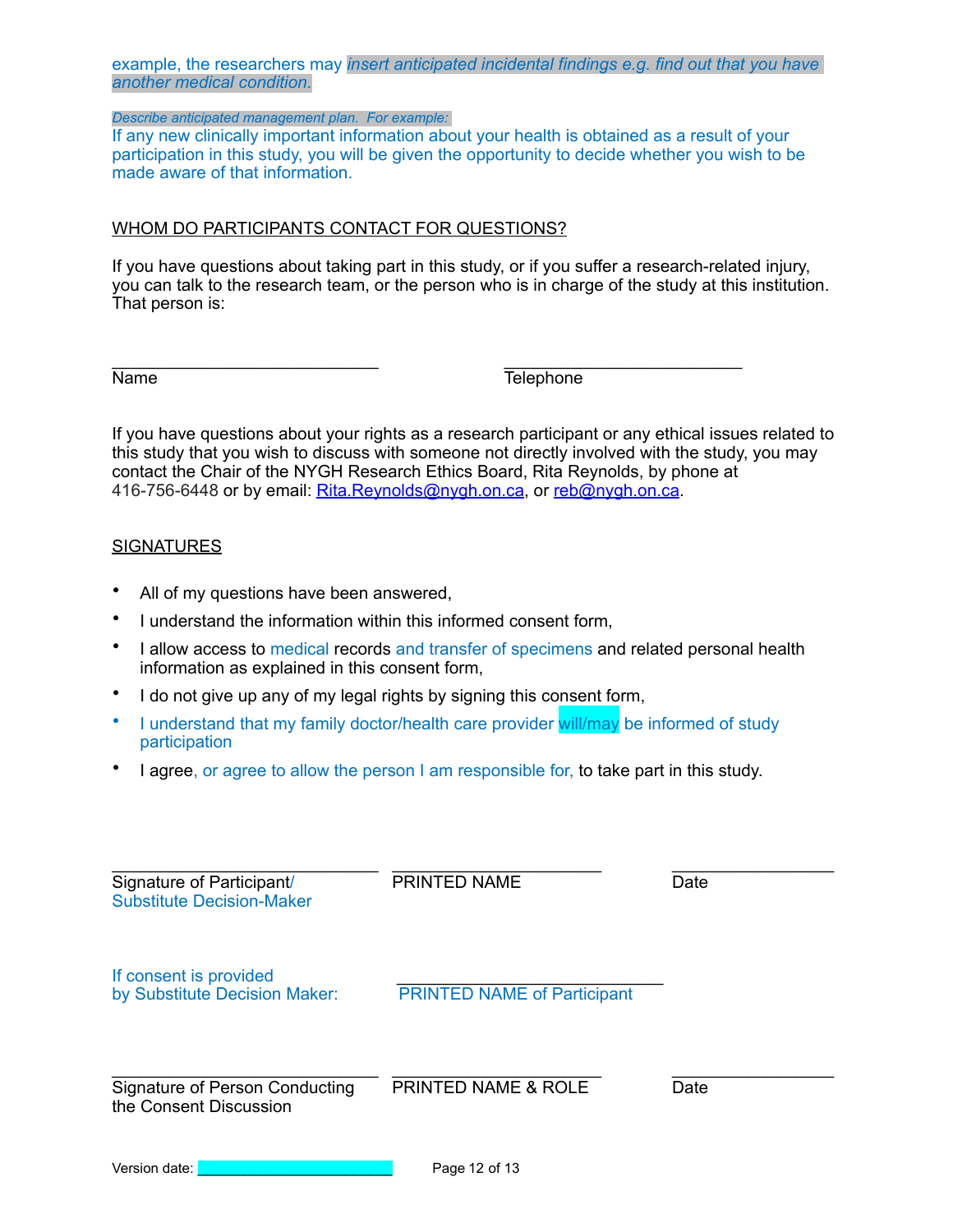example, the researchers may *insert anticipated incidental findings e.g. find out that you have another medical condition.*

*Describe anticipated management plan. For example:*
If any new clinically important information about your health is obtained as a result of your participation in this study, you will be given the opportunity to decide whether you wish to be made aware of that information.

## WHOM DO PARTICIPANTS CONTACT FOR QUESTIONS?

If you have questions about taking part in this study, or if you suffer a research-related injury, you can talk to the research team, or the person who is in charge of the study at this institution. That person is:

| ____________________________ | ____________________________ |
|---|---|
| Name | Telephone |

If you have questions about your rights as a research participant or any ethical issues related to this study that you wish to discuss with someone not directly involved with the study, you may contact the Chair of the NYGH Research Ethics Board, Rita Reynolds, by phone at 416-756-6448 or by email: Rita.Reynolds@nygh.on.ca, or reb@nygh.on.ca.

## SIGNATURES

- All of my questions have been answered,
- I understand the information within this informed consent form,
- I allow access to medical records and transfer of specimens and related personal health information as explained in this consent form,
- I do not give up any of my legal rights by signing this consent form,
- I understand that my family doctor/health care provider will/may be informed of study participation
- I agree, or agree to allow the person I am responsible for, to take part in this study.

| ____________________________ | ____________________________ | ____________________ |
|---|---|---|
| Signature of Participant/ Substitute Decision-Maker | PRINTED NAME | Date |

| If consent is provided by Substitute Decision Maker: | ____________________________ PRINTED NAME of Participant |
|---|---|

| ____________________________ | ____________________________ | ____________________ |
|---|---|---|
| Signature of Person Conducting the Consent Discussion | PRINTED NAME & ROLE | Date |

Version date: ____________________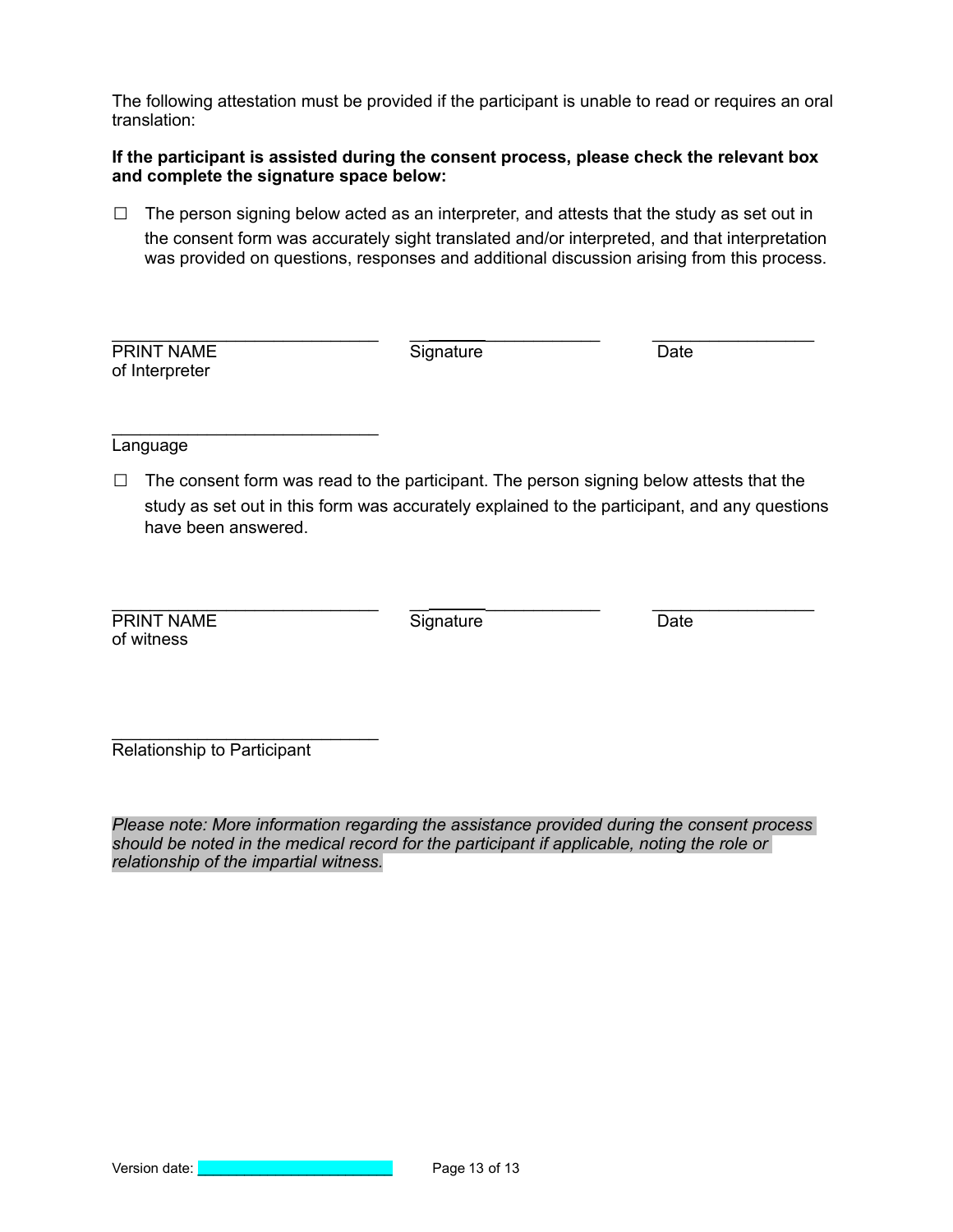The following attestation must be provided if the participant is unable to read or requires an oral translation:

**If the participant is assisted during the consent process, please check the relevant box and complete the signature space below:**

☐ The person signing below acted as an interpreter, and attests that the study as set out in the consent form was accurately sight translated and/or interpreted, and that interpretation was provided on questions, responses and additional discussion arising from this process.

| | | |
|---|---|---|
| ____________________________ | ____________________ | _________________ |
| PRINT NAME of Interpreter | Signature | Date |

____________________________
Language

☐ The consent form was read to the participant. The person signing below attests that the study as set out in this form was accurately explained to the participant, and any questions have been answered.

| | | |
|---|---|---|
| ____________________________ | ____________________ | _________________ |
| PRINT NAME of witness | Signature | Date |

____________________________
Relationship to Participant

*Please note: More information regarding the assistance provided during the consent process should be noted in the medical record for the participant if applicable, noting the role or relationship of the impartial witness.*

Version date: ____________________